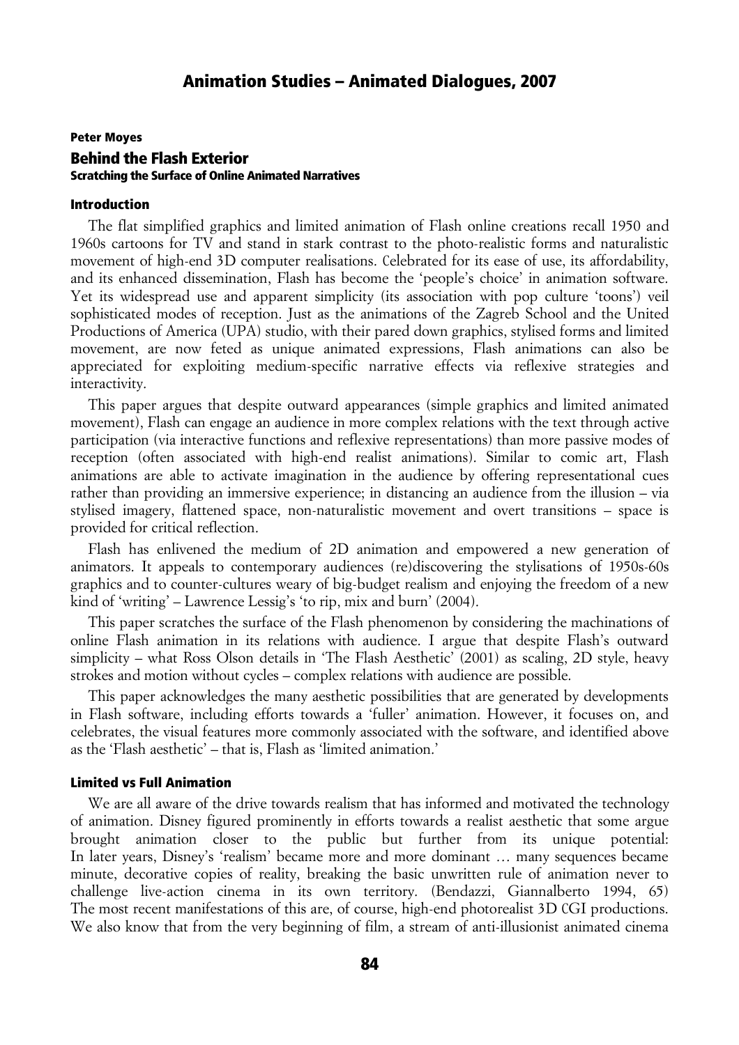# Animation Studies – Animated Dialogues, 2007

**Peter Moyes**

## Behind the Flash Exterior

### Scratching the Surface of Online Animated Narratives

### Introduction

The flat simplified graphics and limited animation of Flash online creations recall 1950 and 1960s cartoons for TV and stand in stark contrast to the photo-realistic forms and naturalistic movement of high-end 3D computer realisations. Celebrated for its ease of use, its affordability, and its enhanced dissemination, Flash has become the 'people's choice' in animation software. Yet its widespread use and apparent simplicity (its association with pop culture 'toons') veil sophisticated modes of reception. Just as the animations of the Zagreb School and the United Productions of America (UPA) studio, with their pared down graphics, stylised forms and limited movement, are now feted as unique animated expressions, Flash animations can also be appreciated for exploiting medium-specific narrative effects via reflexive strategies and interactivity.

This paper argues that despite outward appearances (simple graphics and limited animated movement), Flash can engage an audience in more complex relations with the text through active participation (via interactive functions and reflexive representations) than more passive modes of reception (often associated with high-end realist animations). Similar to comic art, Flash animations are able to activate imagination in the audience by offering representational cues rather than providing an immersive experience; in distancing an audience from the illusion – via stylised imagery, flattened space, non-naturalistic movement and overt transitions – space is provided for critical reflection.

Flash has enlivened the medium of 2D animation and empowered a new generation of animators. It appeals to contemporary audiences (re)discovering the stylisations of 1950s-60s graphics and to counter-cultures weary of big-budget realism and enjoying the freedom of a new kind of 'writing' – Lawrence Lessig's 'to rip, mix and burn' (2004).

This paper scratches the surface of the Flash phenomenon by considering the machinations of online Flash animation in its relations with audience. I argue that despite Flash's outward simplicity – what Ross Olson details in 'The Flash Aesthetic' (2001) as scaling, 2D style, heavy strokes and motion without cycles – complex relations with audience are possible.

This paper acknowledges the many aesthetic possibilities that are generated by developments in Flash software, including efforts towards a 'fuller' animation. However, it focuses on, and celebrates, the visual features more commonly associated with the software, and identified above as the 'Flash aesthetic' – that is, Flash as 'limited animation.'

### Limited vs Full Animation

We are all aware of the drive towards realism that has informed and motivated the technology of animation. Disney figured prominently in efforts towards a realist aesthetic that some argue brought animation closer to the public but further from its unique potential:

In later years, Disney's 'realism' became more and more dominant … many sequences became minute, decorative copies of reality, breaking the basic unwritten rule of animation never to challenge live-action cinema in its own territory. (Bendazzi, Giannalberto 1994, 65)

The most recent manifestations of this are, of course, high-end photorealist 3D CGI productions. We also know that from the very beginning of film, a stream of anti-illusionist animated cinema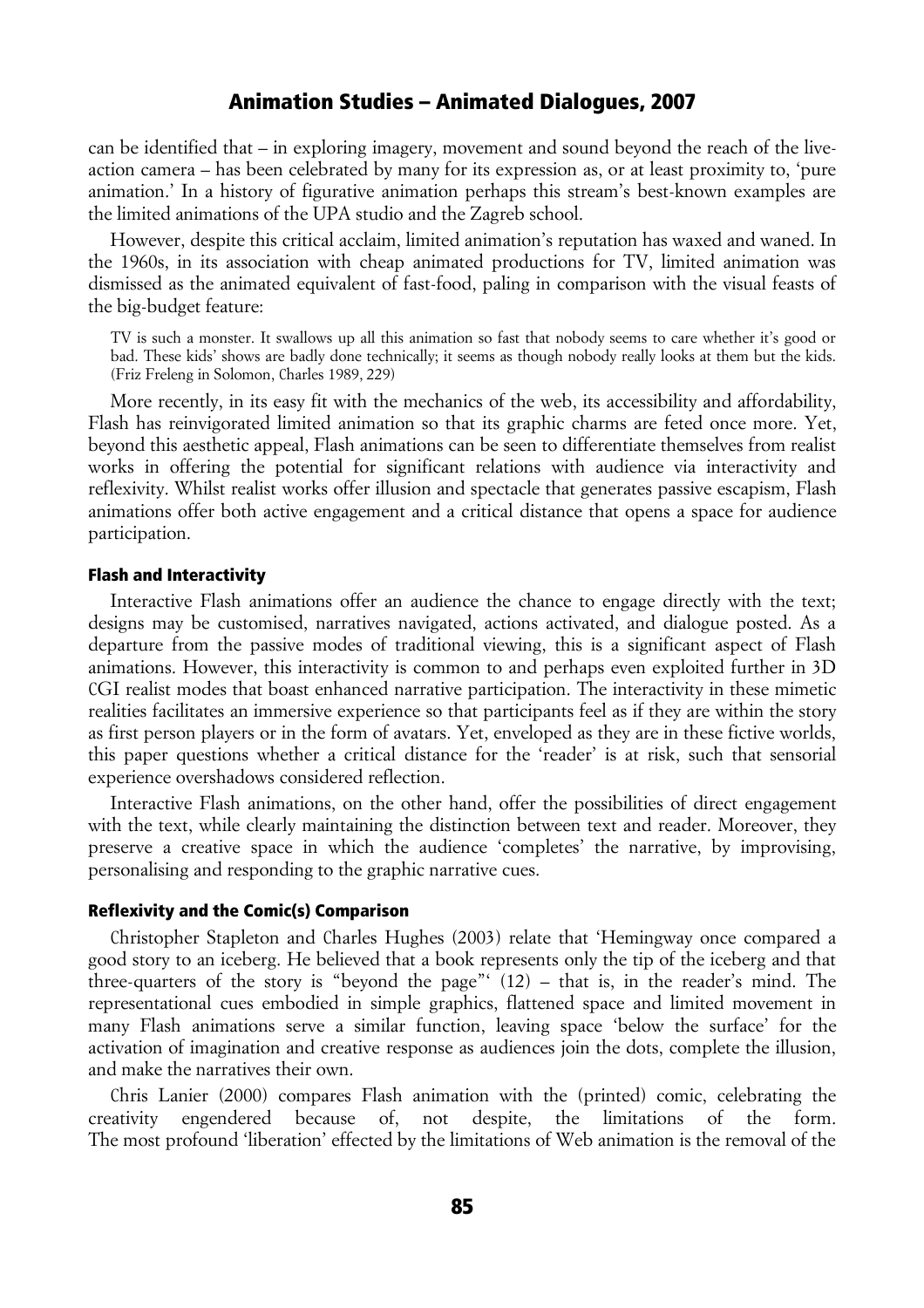can be identified that – in exploring imagery, movement and sound beyond the reach of the live-action camera – has been celebrated by many for its expression as, or at least proximity to, 'pure animation.' In a history of figurative animation perhaps this stream's best-known examples are the limited animations of the UPA studio and the Zagreb school.

However, despite this critical acclaim, limited animation's reputation has waxed and waned. In the 1960s, in its association with cheap animated productions for TV, limited animation was dismissed as the animated equivalent of fast-food, paling in comparison with the visual feasts of the big-budget feature:

> TV is such a monster. It swallows up all this animation so fast that nobody seems to care whether it's good or bad. These kids' shows are badly done technically; it seems as though nobody really looks at them but the kids. (Friz Freleng in Solomon, Charles 1989, 229)

More recently, in its easy fit with the mechanics of the web, its accessibility and affordability, Flash has reinvigorated limited animation so that its graphic charms are feted once more. Yet, beyond this aesthetic appeal, Flash animations can be seen to differentiate themselves from realist works in offering the potential for significant relations with audience via interactivity and reflexivity. Whilst realist works offer illusion and spectacle that generates passive escapism, Flash animations offer both active engagement and a critical distance that opens a space for audience participation.

#### Flash and Interactivity

Interactive Flash animations offer an audience the chance to engage directly with the text; designs may be customised, narratives navigated, actions activated, and dialogue posted. As a departure from the passive modes of traditional viewing, this is a significant aspect of Flash animations. However, this interactivity is common to and perhaps even exploited further in 3D CGI realist modes that boast enhanced narrative participation. The interactivity in these mimetic realities facilitates an immersive experience so that participants feel as if they are within the story as first person players or in the form of avatars. Yet, enveloped as they are in these fictive worlds, this paper questions whether a critical distance for the 'reader' is at risk, such that sensorial experience overshadows considered reflection.

Interactive Flash animations, on the other hand, offer the possibilities of direct engagement with the text, while clearly maintaining the distinction between text and reader. Moreover, they preserve a creative space in which the audience 'completes' the narrative, by improvising, personalising and responding to the graphic narrative cues.

#### Reflexivity and the Comic(s) Comparison

Christopher Stapleton and Charles Hughes (2003) relate that 'Hemingway once compared a good story to an iceberg. He believed that a book represents only the tip of the iceberg and that three-quarters of the story is "beyond the page"' (12) – that is, in the reader's mind. The representational cues embodied in simple graphics, flattened space and limited movement in many Flash animations serve a similar function, leaving space 'below the surface' for the activation of imagination and creative response as audiences join the dots, complete the illusion, and make the narratives their own.

Chris Lanier (2000) compares Flash animation with the (printed) comic, celebrating the creativity engendered because of, not despite, the limitations of the form. The most profound 'liberation' effected by the limitations of Web animation is the removal of the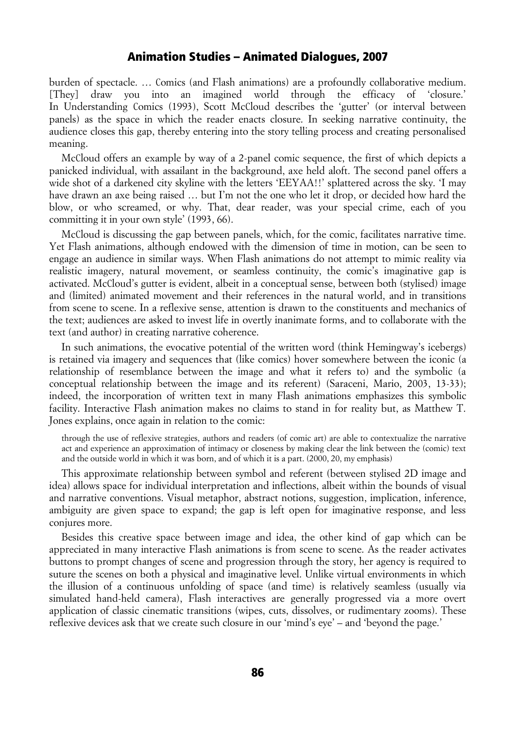burden of spectacle. … Comics (and Flash animations) are a profoundly collaborative medium. [They] draw you into an imagined world through the efficacy of 'closure.' In Understanding Comics (1993), Scott McCloud describes the 'gutter' (or interval between panels) as the space in which the reader enacts closure. In seeking narrative continuity, the audience closes this gap, thereby entering into the story telling process and creating personalised meaning.

McCloud offers an example by way of a 2-panel comic sequence, the first of which depicts a panicked individual, with assailant in the background, axe held aloft. The second panel offers a wide shot of a darkened city skyline with the letters 'EEYAA!!' splattered across the sky. 'I may have drawn an axe being raised … but I'm not the one who let it drop, or decided how hard the blow, or who screamed, or why. That, dear reader, was your special crime, each of you committing it in your own style' (1993, 66).

McCloud is discussing the gap between panels, which, for the comic, facilitates narrative time. Yet Flash animations, although endowed with the dimension of time in motion, can be seen to engage an audience in similar ways. When Flash animations do not attempt to mimic reality via realistic imagery, natural movement, or seamless continuity, the comic's imaginative gap is activated. McCloud's gutter is evident, albeit in a conceptual sense, between both (stylised) image and (limited) animated movement and their references in the natural world, and in transitions from scene to scene. In a reflexive sense, attention is drawn to the constituents and mechanics of the text; audiences are asked to invest life in overtly inanimate forms, and to collaborate with the text (and author) in creating narrative coherence.

In such animations, the evocative potential of the written word (think Hemingway's icebergs) is retained via imagery and sequences that (like comics) hover somewhere between the iconic (a relationship of resemblance between the image and what it refers to) and the symbolic (a conceptual relationship between the image and its referent) (Saraceni, Mario, 2003, 13-33); indeed, the incorporation of written text in many Flash animations emphasizes this symbolic facility. Interactive Flash animation makes no claims to stand in for reality but, as Matthew T. Jones explains, once again in relation to the comic:

> through the use of reflexive strategies, authors and readers (of comic art) are able to contextualize the narrative act and experience an approximation of intimacy or closeness by making clear the link between the (comic) text and the outside world in which it was born, and of which it is a part. (2000, 20, my emphasis)

This approximate relationship between symbol and referent (between stylised 2D image and idea) allows space for individual interpretation and inflections, albeit within the bounds of visual and narrative conventions. Visual metaphor, abstract notions, suggestion, implication, inference, ambiguity are given space to expand; the gap is left open for imaginative response, and less conjures more.

Besides this creative space between image and idea, the other kind of gap which can be appreciated in many interactive Flash animations is from scene to scene. As the reader activates buttons to prompt changes of scene and progression through the story, her agency is required to suture the scenes on both a physical and imaginative level. Unlike virtual environments in which the illusion of a continuous unfolding of space (and time) is relatively seamless (usually via simulated hand-held camera), Flash interactives are generally progressed via a more overt application of classic cinematic transitions (wipes, cuts, dissolves, or rudimentary zooms). These reflexive devices ask that we create such closure in our 'mind's eye' – and 'beyond the page.'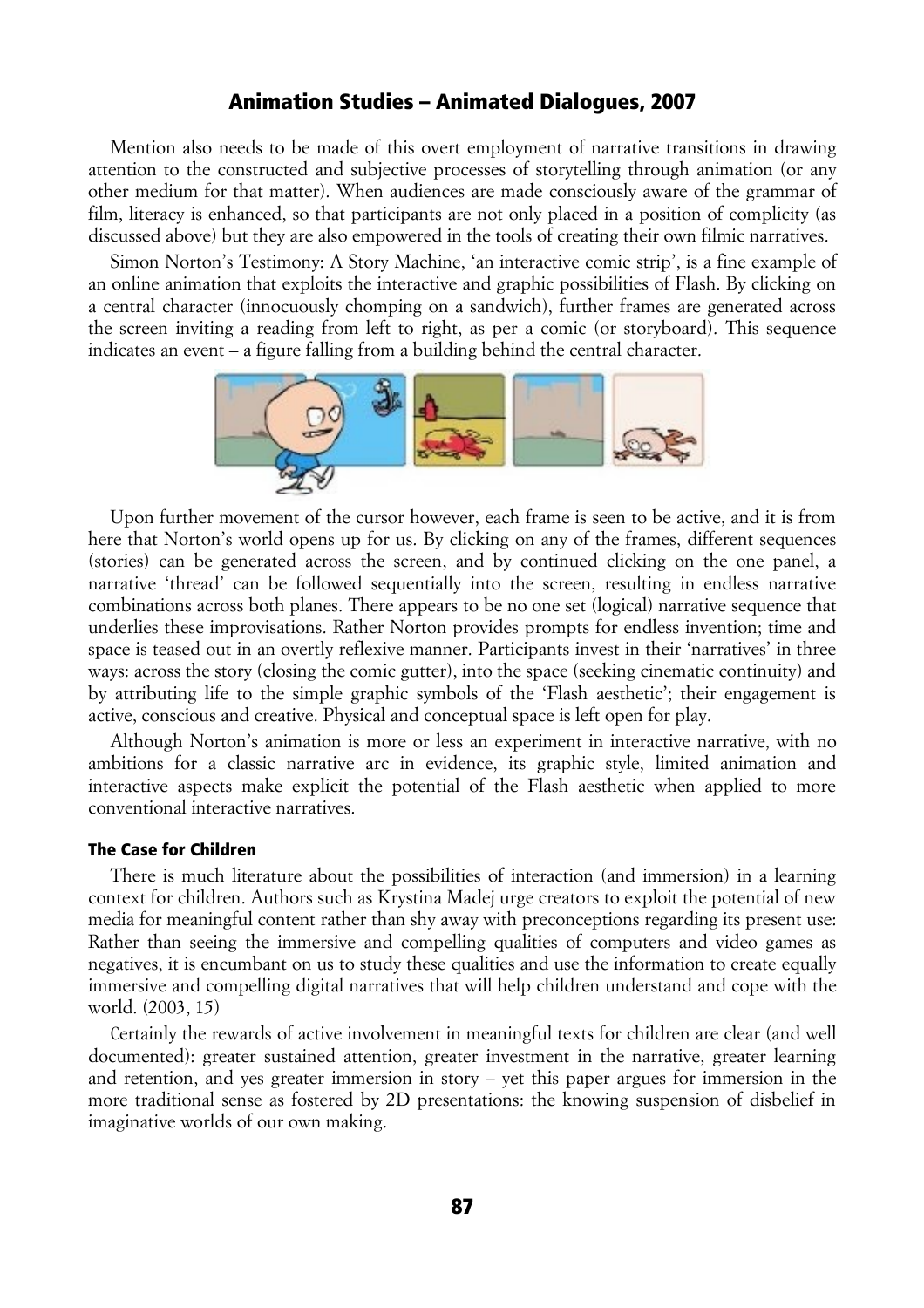Mention also needs to be made of this overt employment of narrative transitions in drawing attention to the constructed and subjective processes of storytelling through animation (or any other medium for that matter). When audiences are made consciously aware of the grammar of film, literacy is enhanced, so that participants are not only placed in a position of complicity (as discussed above) but they are also empowered in the tools of creating their own filmic narratives.

Simon Norton's Testimony: A Story Machine, 'an interactive comic strip', is a fine example of an online animation that exploits the interactive and graphic possibilities of Flash. By clicking on a central character (innocuously chomping on a sandwich), further frames are generated across the screen inviting a reading from left to right, as per a comic (or storyboard). This sequence indicates an event – a figure falling from a building behind the central character.

Upon further movement of the cursor however, each frame is seen to be active, and it is from here that Norton's world opens up for us. By clicking on any of the frames, different sequences (stories) can be generated across the screen, and by continued clicking on the one panel, a narrative 'thread' can be followed sequentially into the screen, resulting in endless narrative combinations across both planes. There appears to be no one set (logical) narrative sequence that underlies these improvisations. Rather Norton provides prompts for endless invention; time and space is teased out in an overtly reflexive manner. Participants invest in their 'narratives' in three ways: across the story (closing the comic gutter), into the space (seeking cinematic continuity) and by attributing life to the simple graphic symbols of the 'Flash aesthetic'; their engagement is active, conscious and creative. Physical and conceptual space is left open for play.

Although Norton's animation is more or less an experiment in interactive narrative, with no ambitions for a classic narrative arc in evidence, its graphic style, limited animation and interactive aspects make explicit the potential of the Flash aesthetic when applied to more conventional interactive narratives.

### The Case for Children

There is much literature about the possibilities of interaction (and immersion) in a learning context for children. Authors such as Krystina Madej urge creators to exploit the potential of new media for meaningful content rather than shy away with preconceptions regarding its present use: Rather than seeing the immersive and compelling qualities of computers and video games as negatives, it is encumbant on us to study these qualities and use the information to create equally immersive and compelling digital narratives that will help children understand and cope with the world. (2003, 15)

Certainly the rewards of active involvement in meaningful texts for children are clear (and well documented): greater sustained attention, greater investment in the narrative, greater learning and retention, and yes greater immersion in story – yet this paper argues for immersion in the more traditional sense as fostered by 2D presentations: the knowing suspension of disbelief in imaginative worlds of our own making.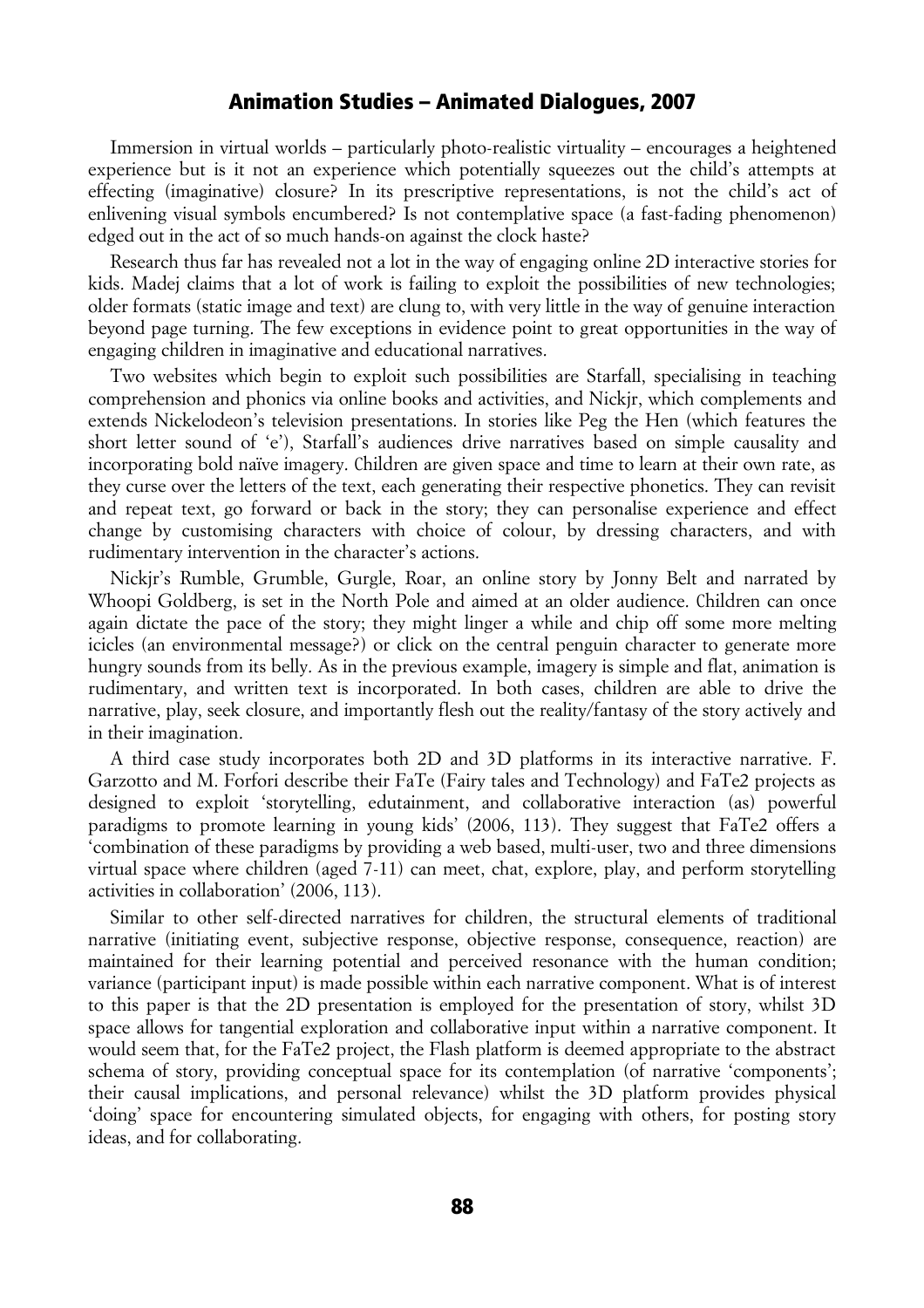Immersion in virtual worlds – particularly photo-realistic virtuality – encourages a heightened experience but is it not an experience which potentially squeezes out the child's attempts at effecting (imaginative) closure? In its prescriptive representations, is not the child's act of enlivening visual symbols encumbered? Is not contemplative space (a fast-fading phenomenon) edged out in the act of so much hands-on against the clock haste?

Research thus far has revealed not a lot in the way of engaging online 2D interactive stories for kids. Madej claims that a lot of work is failing to exploit the possibilities of new technologies; older formats (static image and text) are clung to, with very little in the way of genuine interaction beyond page turning. The few exceptions in evidence point to great opportunities in the way of engaging children in imaginative and educational narratives.

Two websites which begin to exploit such possibilities are Starfall, specialising in teaching comprehension and phonics via online books and activities, and Nickjr, which complements and extends Nickelodeon's television presentations. In stories like Peg the Hen (which features the short letter sound of 'e'), Starfall's audiences drive narratives based on simple causality and incorporating bold naïve imagery. Children are given space and time to learn at their own rate, as they curse over the letters of the text, each generating their respective phonetics. They can revisit and repeat text, go forward or back in the story; they can personalise experience and effect change by customising characters with choice of colour, by dressing characters, and with rudimentary intervention in the character's actions.

Nickjr's Rumble, Grumble, Gurgle, Roar, an online story by Jonny Belt and narrated by Whoopi Goldberg, is set in the North Pole and aimed at an older audience. Children can once again dictate the pace of the story; they might linger a while and chip off some more melting icicles (an environmental message?) or click on the central penguin character to generate more hungry sounds from its belly. As in the previous example, imagery is simple and flat, animation is rudimentary, and written text is incorporated. In both cases, children are able to drive the narrative, play, seek closure, and importantly flesh out the reality/fantasy of the story actively and in their imagination.

A third case study incorporates both 2D and 3D platforms in its interactive narrative. F. Garzotto and M. Forfori describe their FaTe (Fairy tales and Technology) and FaTe2 projects as designed to exploit 'storytelling, edutainment, and collaborative interaction (as) powerful paradigms to promote learning in young kids' (2006, 113). They suggest that FaTe2 offers a 'combination of these paradigms by providing a web based, multi-user, two and three dimensions virtual space where children (aged 7-11) can meet, chat, explore, play, and perform storytelling activities in collaboration' (2006, 113).

Similar to other self-directed narratives for children, the structural elements of traditional narrative (initiating event, subjective response, objective response, consequence, reaction) are maintained for their learning potential and perceived resonance with the human condition; variance (participant input) is made possible within each narrative component. What is of interest to this paper is that the 2D presentation is employed for the presentation of story, whilst 3D space allows for tangential exploration and collaborative input within a narrative component. It would seem that, for the FaTe2 project, the Flash platform is deemed appropriate to the abstract schema of story, providing conceptual space for its contemplation (of narrative 'components'; their causal implications, and personal relevance) whilst the 3D platform provides physical 'doing' space for encountering simulated objects, for engaging with others, for posting story ideas, and for collaborating.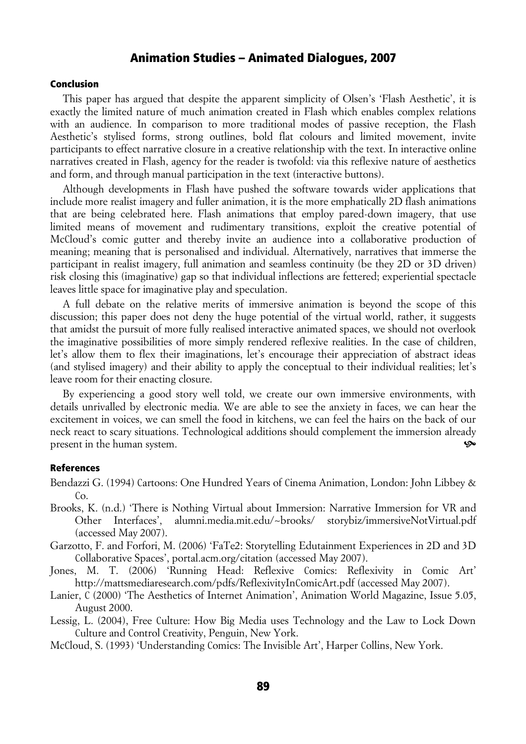## Conclusion

This paper has argued that despite the apparent simplicity of Olsen's 'Flash Aesthetic', it is exactly the limited nature of much animation created in Flash which enables complex relations with an audience. In comparison to more traditional modes of passive reception, the Flash Aesthetic's stylised forms, strong outlines, bold flat colours and limited movement, invite participants to effect narrative closure in a creative relationship with the text. In interactive online narratives created in Flash, agency for the reader is twofold: via this reflexive nature of aesthetics and form, and through manual participation in the text (interactive buttons).

Although developments in Flash have pushed the software towards wider applications that include more realist imagery and fuller animation, it is the more emphatically 2D flash animations that are being celebrated here. Flash animations that employ pared-down imagery, that use limited means of movement and rudimentary transitions, exploit the creative potential of McCloud's comic gutter and thereby invite an audience into a collaborative production of meaning; meaning that is personalised and individual. Alternatively, narratives that immerse the participant in realist imagery, full animation and seamless continuity (be they 2D or 3D driven) risk closing this (imaginative) gap so that individual inflections are fettered; experiential spectacle leaves little space for imaginative play and speculation.

A full debate on the relative merits of immersive animation is beyond the scope of this discussion; this paper does not deny the huge potential of the virtual world, rather, it suggests that amidst the pursuit of more fully realised interactive animated spaces, we should not overlook the imaginative possibilities of more simply rendered reflexive realities. In the case of children, let's allow them to flex their imaginations, let's encourage their appreciation of abstract ideas (and stylised imagery) and their ability to apply the conceptual to their individual realities; let's leave room for their enacting closure.

By experiencing a good story well told, we create our own immersive environments, with details unrivalled by electronic media. We are able to see the anxiety in faces, we can hear the excitement in voices, we can smell the food in kitchens, we can feel the hairs on the back of our neck react to scary situations. Technological additions should complement the immersion already present in the human system.

## References

Bendazzi G. (1994) Cartoons: One Hundred Years of Cinema Animation, London: John Libbey & Co.

Brooks, K. (n.d.) 'There is Nothing Virtual about Immersion: Narrative Immersion for VR and Other Interfaces', alumni.media.mit.edu/~brooks/ storybiz/immersiveNotVirtual.pdf (accessed May 2007).

Garzotto, F. and Forfori, M. (2006) 'FaTe2: Storytelling Edutainment Experiences in 2D and 3D Collaborative Spaces', portal.acm.org/citation (accessed May 2007).

Jones, M. T. (2006) 'Running Head: Reflexive Comics: Reflexivity in Comic Art' http://mattsmediaresearch.com/pdfs/ReflexivityInComicArt.pdf (accessed May 2007).

Lanier, C (2000) 'The Aesthetics of Internet Animation', Animation World Magazine, Issue 5.05, August 2000.

Lessig, L. (2004), Free Culture: How Big Media uses Technology and the Law to Lock Down Culture and Control Creativity, Penguin, New York.

McCloud, S. (1993) 'Understanding Comics: The Invisible Art', Harper Collins, New York.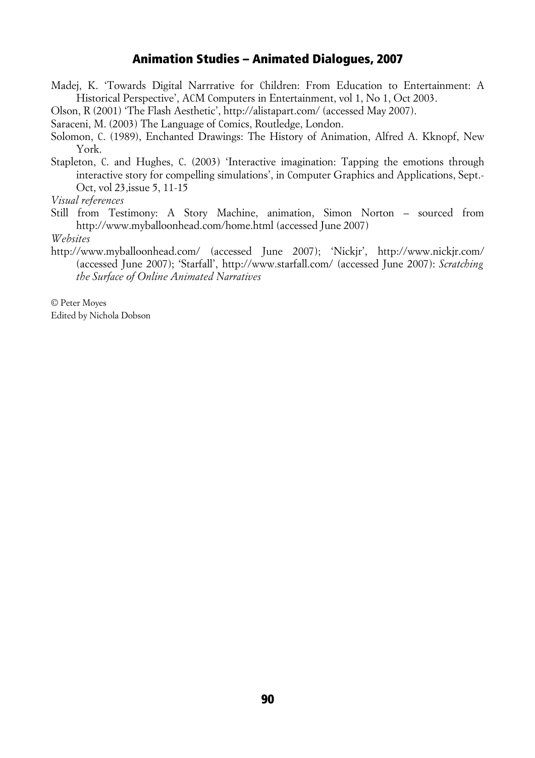Madej, K. 'Towards Digital Narrrative for Children: From Education to Entertainment: A Historical Perspective', ACM Computers in Entertainment, vol 1, No 1, Oct 2003.

Olson, R (2001) 'The Flash Aesthetic', http://alistapart.com/ (accessed May 2007).

Saraceni, M. (2003) The Language of Comics, Routledge, London.

Solomon, C. (1989), Enchanted Drawings: The History of Animation, Alfred A. Kknopf, New York.

Stapleton, C. and Hughes, C. (2003) 'Interactive imagination: Tapping the emotions through interactive story for compelling simulations', in Computer Graphics and Applications, Sept.-Oct, vol 23,issue 5, 11-15

*Visual references*

Still from Testimony: A Story Machine, animation, Simon Norton – sourced from http://www.myballoonhead.com/home.html (accessed June 2007)

*Websites*

http://www.myballoonhead.com/ (accessed June 2007); 'Nickjr', http://www.nickjr.com/ (accessed June 2007); 'Starfall', http://www.starfall.com/ (accessed June 2007): *Scratching the Surface of Online Animated Narratives*

© Peter Moyes
Edited by Nichola Dobson